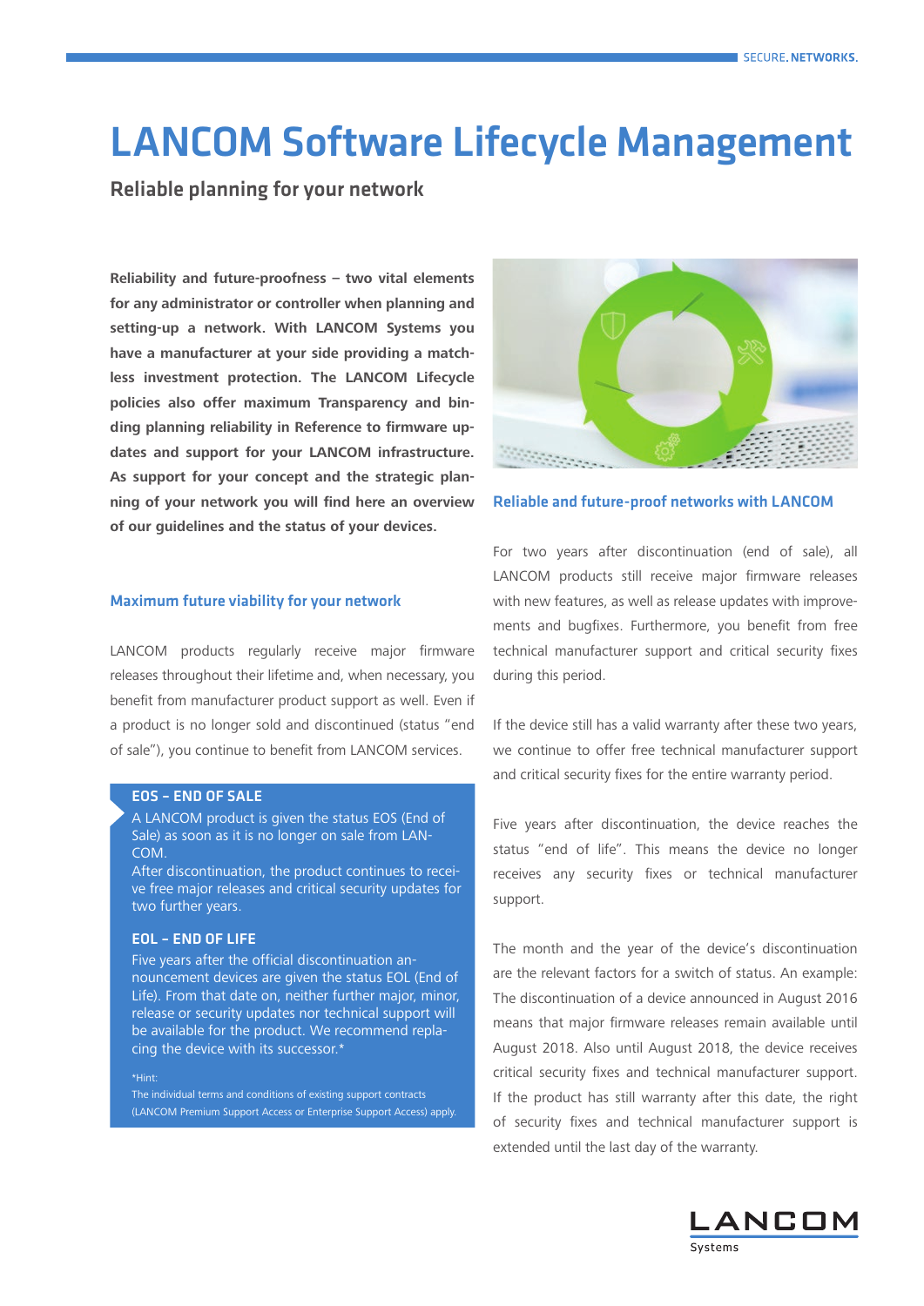# LANCOM Software Lifecycle Management

## Reliable planning for your network

**Reliability and future-proofness – two vital elements for any administrator or controller when planning and setting-up a network. With LANCOM Systems you have a manufacturer at your side providing a matchless investment protection. The LANCOM Lifecycle policies also offer maximum Transparency and binding planning reliability in Reference to firmware updates and support for your LANCOM infrastructure. As support for your concept and the strategic planning of your network you will find here an overview of our guidelines and the status of your devices.**

### Maximum future viability for your network

LANCOM products regularly receive major firmware releases throughout their lifetime and, when necessary, you benefit from manufacturer product support as well. Even if a product is no longer sold and discontinued (status "end of sale"), you continue to benefit from LANCOM services.

**EOS – END OF SALE**

A LANCOM product is given the status EOS (End of Sale) as soon as it is no longer on sale from LANCOM.
After discontinuation, the product continues to receive free major releases and critical security updates for two further years.

**EOL – END OF LIFE**

Five years after the official discontinuation announcement devices are given the status EOL (End of Life). From that date on, neither further major, minor, release or security updates nor technical support will be available for the product. We recommend replacing the device with its successor.*

*Hint:
The individual terms and conditions of existing support contracts (LANCOM Premium Support Access or Enterprise Support Access) apply.

### Reliable and future-proof networks with LANCOM

For two years after discontinuation (end of sale), all LANCOM products still receive major firmware releases with new features, as well as release updates with improvements and bugfixes. Furthermore, you benefit from free technical manufacturer support and critical security fixes during this period.

If the device still has a valid warranty after these two years, we continue to offer free technical manufacturer support and critical security fixes for the entire warranty period.

Five years after discontinuation, the device reaches the status "end of life". This means the device no longer receives any security fixes or technical manufacturer support.

The month and the year of the device's discontinuation are the relevant factors for a switch of status. An example: The discontinuation of a device announced in August 2016 means that major firmware releases remain available until August 2018. Also until August 2018, the device receives critical security fixes and technical manufacturer support. If the product has still warranty after this date, the right of security fixes and technical manufacturer support is extended until the last day of the warranty.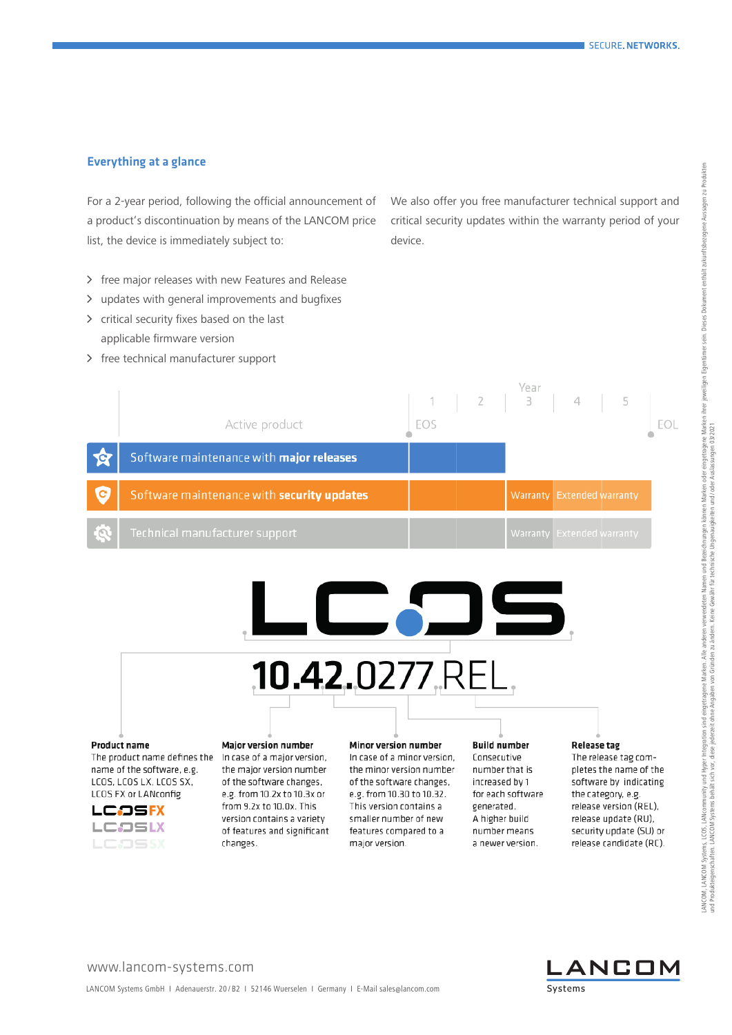## Everything at a glance

For a 2-year period, following the official announcement of a product's discontinuation by means of the LANCOM price list, the device is immediately subject to:

- free major releases with new Features and Release
- updates with general improvements and bugfixes
- critical security fixes based on the last applicable firmware version
- free technical manufacturer support

We also offer you free manufacturer technical support and critical security updates within the warranty period of your device.

Year
1 2 3 4 5
Active product
EOS
EOL

Software maintenance with **major releases**

Software maintenance with **security updates**
Warranty
Extended warranty

Technical manufacturer support
Warranty
Extended warranty

LCOS

10.42.0277 REL

**Product name**
The product name defines the name of the software, e.g. LCOS, LCOS LX, LCOS SX, LCOS FX or LANconfig

LCOS FX
LCOS LX
LCOS SX

**Major version number**
In case of a major version, the major version number of the software changes, e.g. from 10.2x to 10.3x or from 9.2x to 10.0x. This version contains a variety of features and significant changes.

**Minor version number**
In case of a minor version, the minor version number of the software changes, e.g. from 10.30 to 10.32. This version contains a smaller number of new features compared to a major version.

**Build number**
Consecutive number that is increased by 1 for each software generated. A higher build number means a newer version.

**Release tag**
The release tag completes the name of the software by indicating the category, e.g. release version (REL), release update (RU), security update (SU) or release candidate (RC).

LANCOM, LANCOM Systems, LCOS, LANcommunity und Hyper Integration sind eingetragene Marken. Alle anderen verwendeten Namen und Bezeichnungen können Marken oder eingetragene Marken ihrer jeweiligen Eigentümer sein. Dieses Dokument enthält zukunftsbezogene Aussagen zu Produkten und Produkteigenschaften. LANCOM Systems behält sich vor, diese jederzeit ohne Angaben von Gründen zu ändern. Keine Gewähr für technische Ungenauigkeiten und / oder Auslassungen 03/2021

www.lancom-systems.com

LANCOM Systems GmbH I Adenauerstr. 20 / B2 I 52146 Wuerselen I Germany I E-Mail sales@lancom.com